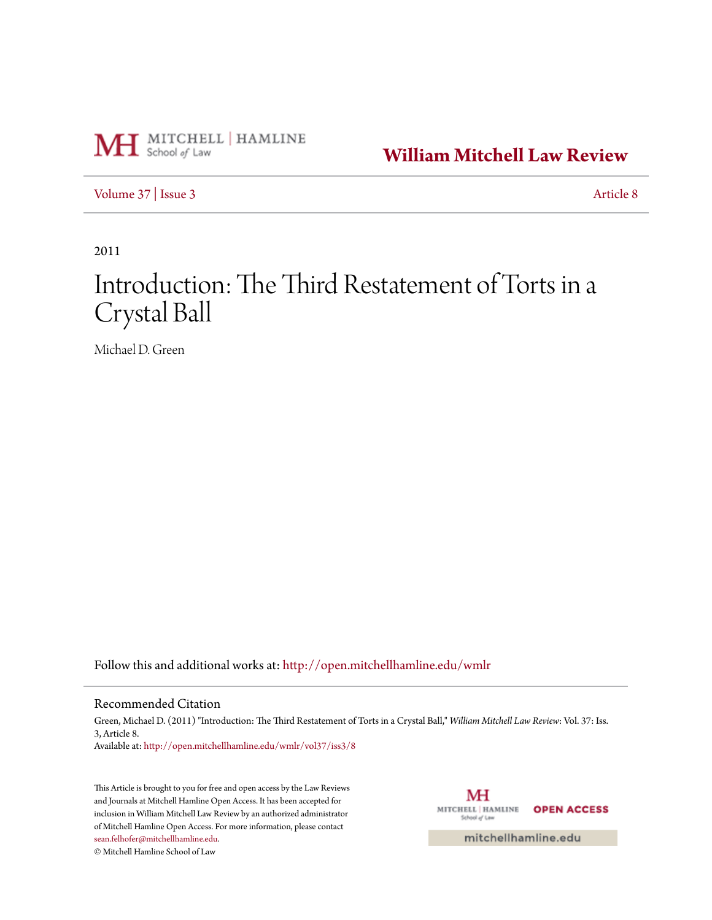MITCHELL | HAMLINE School *of* Law

**William Mitchell Law Review**

Volume 37 | Issue 3 — Article 8

2011

# Introduction: The Third Restatement of Torts in a Crystal Ball

Michael D. Green

Follow this and additional works at: http://open.mitchellhamline.edu/wmlr

## Recommended Citation

Green, Michael D. (2011) "Introduction: The Third Restatement of Torts in a Crystal Ball," *William Mitchell Law Review*: Vol. 37: Iss. 3, Article 8.
Available at: http://open.mitchellhamline.edu/wmlr/vol37/iss3/8

This Article is brought to you for free and open access by the Law Reviews and Journals at Mitchell Hamline Open Access. It has been accepted for inclusion in William Mitchell Law Review by an authorized administrator of Mitchell Hamline Open Access. For more information, please contact sean.felhofer@mitchellhamline.edu.
© Mitchell Hamline School of Law

MITCHELL | HAMLINE School of Law OPEN ACCESS

mitchellhamline.edu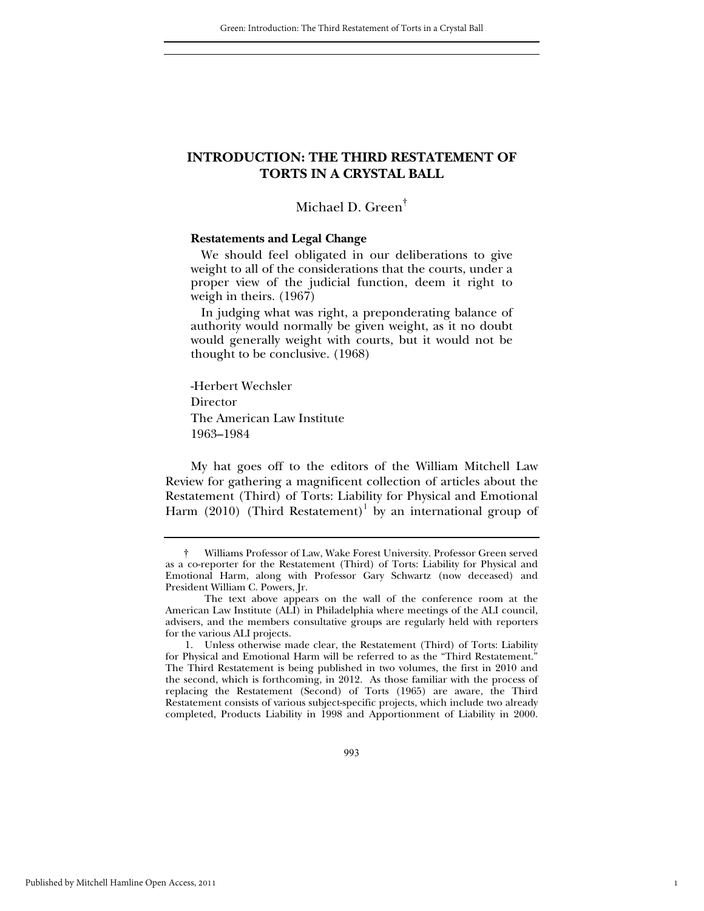# INTRODUCTION: THE THIRD RESTATEMENT OF TORTS IN A CRYSTAL BALL

Michael D. Green[†]

### Restatements and Legal Change

We should feel obligated in our deliberations to give weight to all of the considerations that the courts, under a proper view of the judicial function, deem it right to weigh in theirs. (1967)

In judging what was right, a preponderating balance of authority would normally be given weight, as it no doubt would generally weight with courts, but it would not be thought to be conclusive. (1968)

-Herbert Wechsler
Director
The American Law Institute
1963–1984

My hat goes off to the editors of the William Mitchell Law Review for gathering a magnificent collection of articles about the Restatement (Third) of Torts: Liability for Physical and Emotional Harm (2010) (Third Restatement)[1] by an international group of

---

† Williams Professor of Law, Wake Forest University. Professor Green served as a co-reporter for the Restatement (Third) of Torts: Liability for Physical and Emotional Harm, along with Professor Gary Schwartz (now deceased) and President William C. Powers, Jr.

The text above appears on the wall of the conference room at the American Law Institute (ALI) in Philadelphia where meetings of the ALI council, advisers, and the members consultative groups are regularly held with reporters for the various ALI projects.

1. Unless otherwise made clear, the Restatement (Third) of Torts: Liability for Physical and Emotional Harm will be referred to as the "Third Restatement." The Third Restatement is being published in two volumes, the first in 2010 and the second, which is forthcoming, in 2012. As those familiar with the process of replacing the Restatement (Second) of Torts (1965) are aware, the Third Restatement consists of various subject-specific projects, which include two already completed, Products Liability in 1998 and Apportionment of Liability in 2000.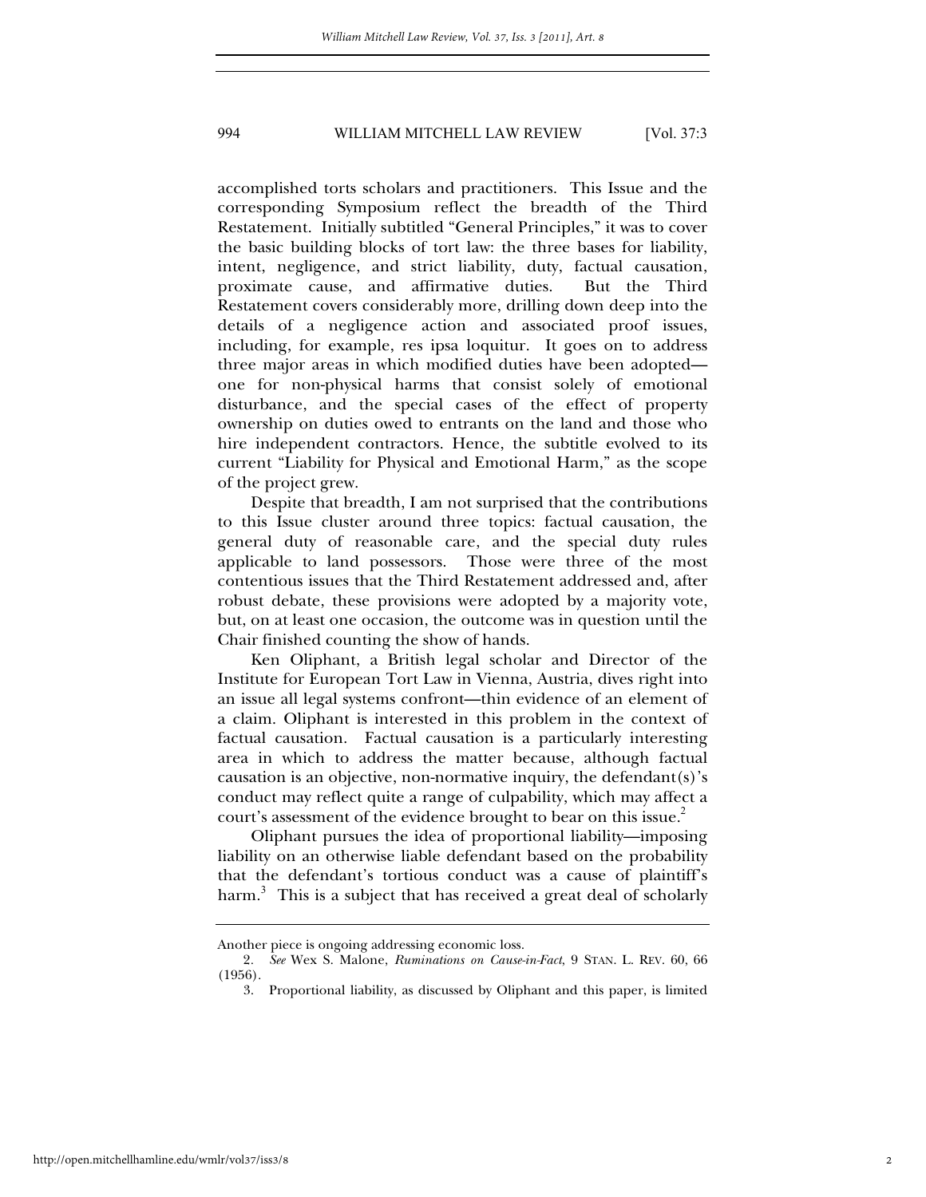accomplished torts scholars and practitioners. This Issue and the corresponding Symposium reflect the breadth of the Third Restatement. Initially subtitled "General Principles," it was to cover the basic building blocks of tort law: the three bases for liability, intent, negligence, and strict liability, duty, factual causation, proximate cause, and affirmative duties. But the Third Restatement covers considerably more, drilling down deep into the details of a negligence action and associated proof issues, including, for example, res ipsa loquitur. It goes on to address three major areas in which modified duties have been adopted—one for non-physical harms that consist solely of emotional disturbance, and the special cases of the effect of property ownership on duties owed to entrants on the land and those who hire independent contractors. Hence, the subtitle evolved to its current "Liability for Physical and Emotional Harm," as the scope of the project grew.

Despite that breadth, I am not surprised that the contributions to this Issue cluster around three topics: factual causation, the general duty of reasonable care, and the special duty rules applicable to land possessors. Those were three of the most contentious issues that the Third Restatement addressed and, after robust debate, these provisions were adopted by a majority vote, but, on at least one occasion, the outcome was in question until the Chair finished counting the show of hands.

Ken Oliphant, a British legal scholar and Director of the Institute for European Tort Law in Vienna, Austria, dives right into an issue all legal systems confront—thin evidence of an element of a claim. Oliphant is interested in this problem in the context of factual causation. Factual causation is a particularly interesting area in which to address the matter because, although factual causation is an objective, non-normative inquiry, the defendant(s)'s conduct may reflect quite a range of culpability, which may affect a court's assessment of the evidence brought to bear on this issue.[2]

Oliphant pursues the idea of proportional liability—imposing liability on an otherwise liable defendant based on the probability that the defendant's tortious conduct was a cause of plaintiff's harm.[3] This is a subject that has received a great deal of scholarly

---

Another piece is ongoing addressing economic loss.

2. *See* Wex S. Malone, *Ruminations on Cause-in-Fact*, 9 STAN. L. REV. 60, 66 (1956).

3. Proportional liability, as discussed by Oliphant and this paper, is limited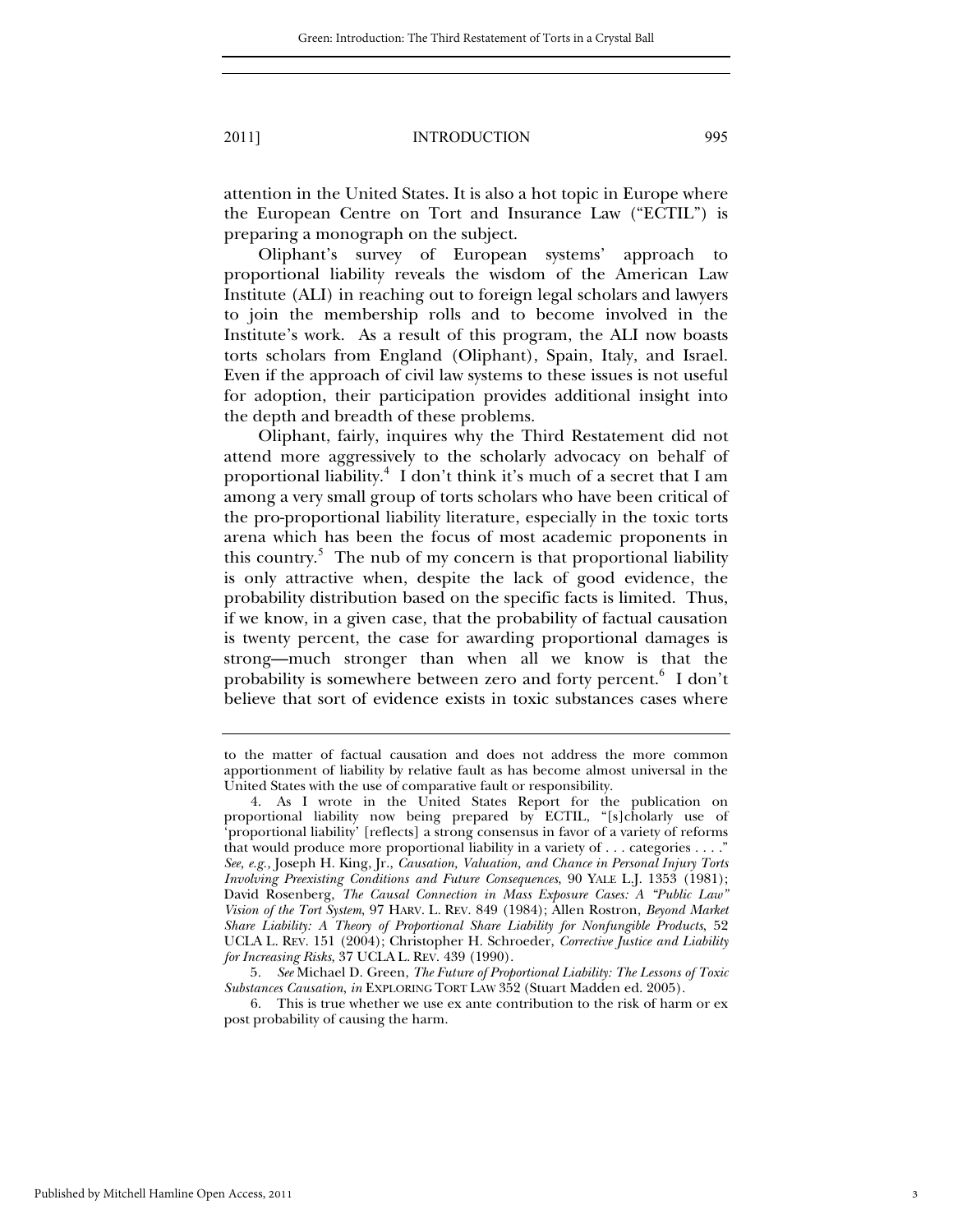attention in the United States. It is also a hot topic in Europe where the European Centre on Tort and Insurance Law ("ECTIL") is preparing a monograph on the subject.

Oliphant's survey of European systems' approach to proportional liability reveals the wisdom of the American Law Institute (ALI) in reaching out to foreign legal scholars and lawyers to join the membership rolls and to become involved in the Institute's work. As a result of this program, the ALI now boasts torts scholars from England (Oliphant), Spain, Italy, and Israel. Even if the approach of civil law systems to these issues is not useful for adoption, their participation provides additional insight into the depth and breadth of these problems.

Oliphant, fairly, inquires why the Third Restatement did not attend more aggressively to the scholarly advocacy on behalf of proportional liability.[4] I don't think it's much of a secret that I am among a very small group of torts scholars who have been critical of the pro-proportional liability literature, especially in the toxic torts arena which has been the focus of most academic proponents in this country.[5] The nub of my concern is that proportional liability is only attractive when, despite the lack of good evidence, the probability distribution based on the specific facts is limited. Thus, if we know, in a given case, that the probability of factual causation is twenty percent, the case for awarding proportional damages is strong—much stronger than when all we know is that the probability is somewhere between zero and forty percent.[6] I don't believe that sort of evidence exists in toxic substances cases where

---

to the matter of factual causation and does not address the more common apportionment of liability by relative fault as has become almost universal in the United States with the use of comparative fault or responsibility.

4. As I wrote in the United States Report for the publication on proportional liability now being prepared by ECTIL, "[s]cholarly use of 'proportional liability' [reflects] a strong consensus in favor of a variety of reforms that would produce more proportional liability in a variety of . . . categories . . . ." *See, e.g.,* Joseph H. King, Jr., *Causation, Valuation, and Chance in Personal Injury Torts Involving Preexisting Conditions and Future Consequences*, 90 YALE L.J. 1353 (1981); David Rosenberg, *The Causal Connection in Mass Exposure Cases: A "Public Law" Vision of the Tort System*, 97 HARV. L. REV. 849 (1984); Allen Rostron, *Beyond Market Share Liability: A Theory of Proportional Share Liability for Nonfungible Products*, 52 UCLA L. REV. 151 (2004); Christopher H. Schroeder, *Corrective Justice and Liability for Increasing Risks*, 37 UCLA L. REV. 439 (1990).

5. *See* Michael D. Green, *The Future of Proportional Liability: The Lessons of Toxic Substances Causation*, *in* EXPLORING TORT LAW 352 (Stuart Madden ed. 2005).

6. This is true whether we use ex ante contribution to the risk of harm or ex post probability of causing the harm.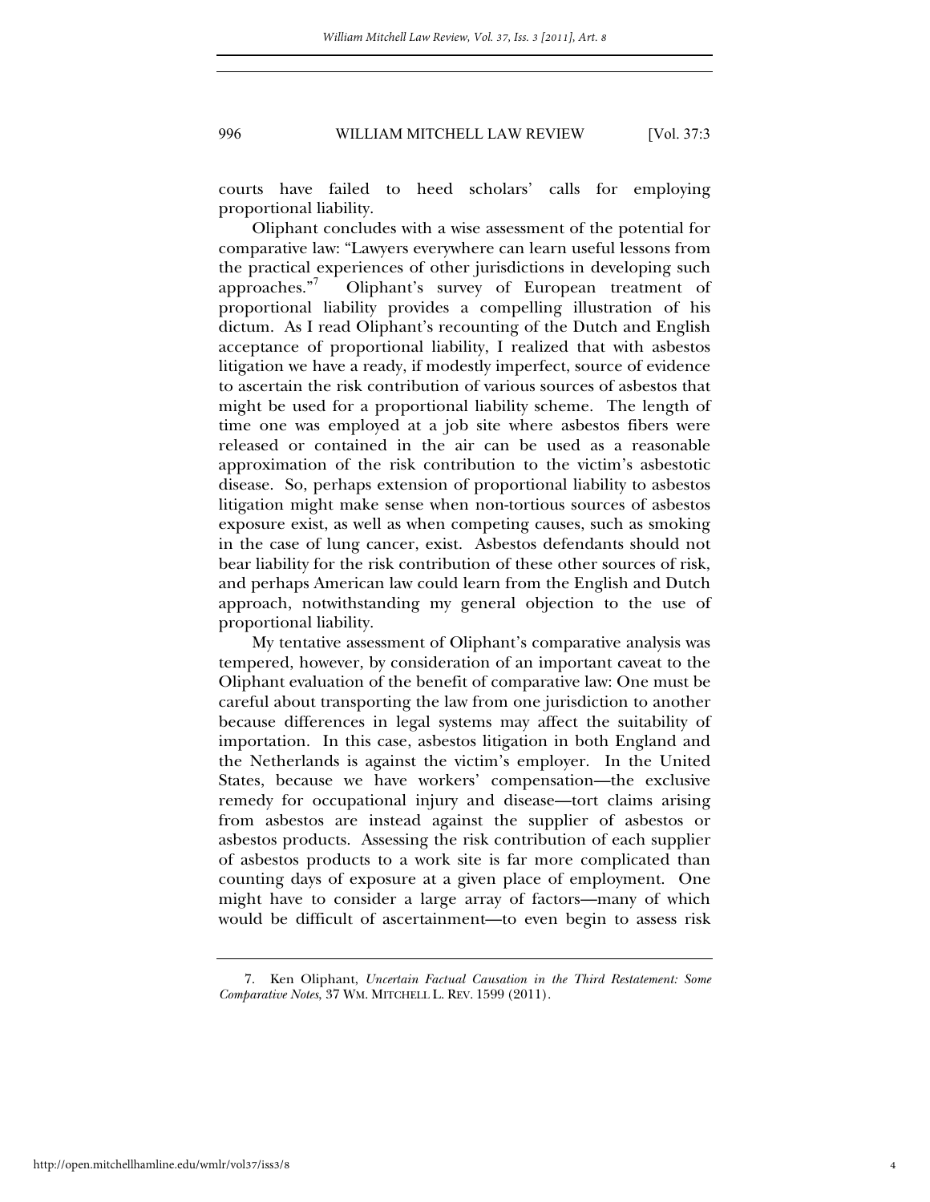courts have failed to heed scholars' calls for employing proportional liability.

Oliphant concludes with a wise assessment of the potential for comparative law: "Lawyers everywhere can learn useful lessons from the practical experiences of other jurisdictions in developing such approaches."[7] Oliphant's survey of European treatment of proportional liability provides a compelling illustration of his dictum. As I read Oliphant's recounting of the Dutch and English acceptance of proportional liability, I realized that with asbestos litigation we have a ready, if modestly imperfect, source of evidence to ascertain the risk contribution of various sources of asbestos that might be used for a proportional liability scheme. The length of time one was employed at a job site where asbestos fibers were released or contained in the air can be used as a reasonable approximation of the risk contribution to the victim's asbestotic disease. So, perhaps extension of proportional liability to asbestos litigation might make sense when non-tortious sources of asbestos exposure exist, as well as when competing causes, such as smoking in the case of lung cancer, exist. Asbestos defendants should not bear liability for the risk contribution of these other sources of risk, and perhaps American law could learn from the English and Dutch approach, notwithstanding my general objection to the use of proportional liability.

My tentative assessment of Oliphant's comparative analysis was tempered, however, by consideration of an important caveat to the Oliphant evaluation of the benefit of comparative law: One must be careful about transporting the law from one jurisdiction to another because differences in legal systems may affect the suitability of importation. In this case, asbestos litigation in both England and the Netherlands is against the victim's employer. In the United States, because we have workers' compensation—the exclusive remedy for occupational injury and disease—tort claims arising from asbestos are instead against the supplier of asbestos or asbestos products. Assessing the risk contribution of each supplier of asbestos products to a work site is far more complicated than counting days of exposure at a given place of employment. One might have to consider a large array of factors—many of which would be difficult of ascertainment—to even begin to assess risk

7. Ken Oliphant, *Uncertain Factual Causation in the Third Restatement: Some Comparative Notes*, 37 WM. MITCHELL L. REV. 1599 (2011).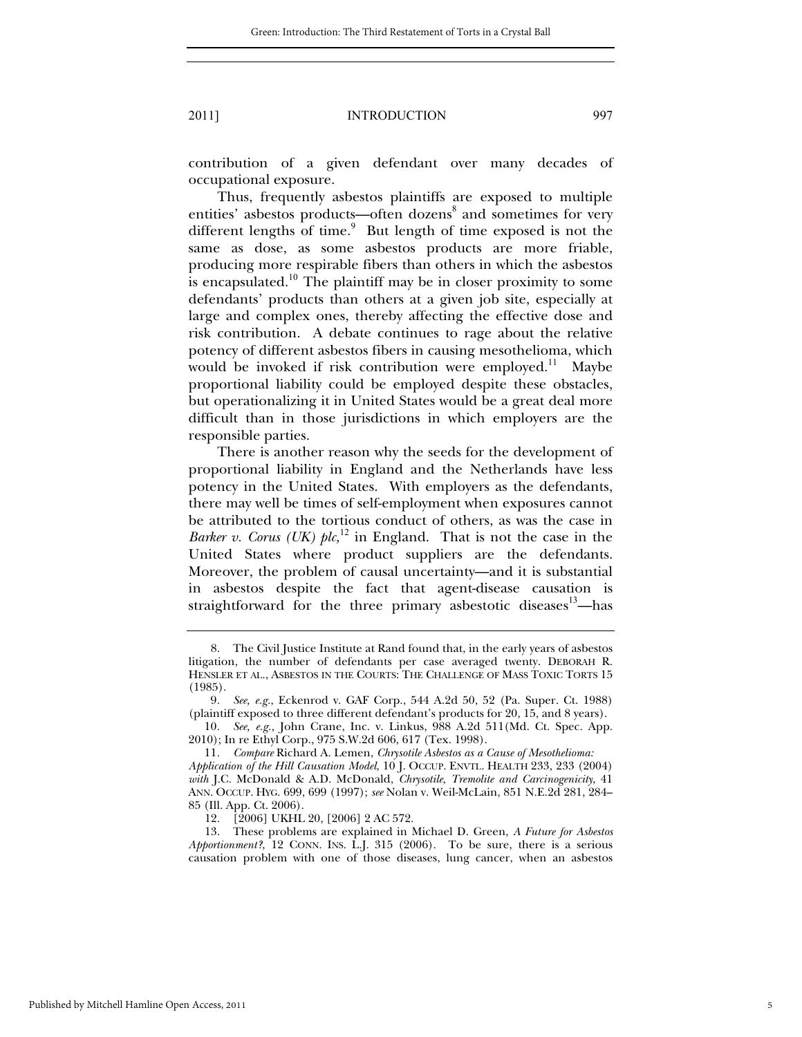contribution of a given defendant over many decades of occupational exposure.

Thus, frequently asbestos plaintiffs are exposed to multiple entities' asbestos products—often dozens[8] and sometimes for very different lengths of time.[9] But length of time exposed is not the same as dose, as some asbestos products are more friable, producing more respirable fibers than others in which the asbestos is encapsulated.[10] The plaintiff may be in closer proximity to some defendants' products than others at a given job site, especially at large and complex ones, thereby affecting the effective dose and risk contribution. A debate continues to rage about the relative potency of different asbestos fibers in causing mesothelioma, which would be invoked if risk contribution were employed.[11] Maybe proportional liability could be employed despite these obstacles, but operationalizing it in United States would be a great deal more difficult than in those jurisdictions in which employers are the responsible parties.

There is another reason why the seeds for the development of proportional liability in England and the Netherlands have less potency in the United States. With employers as the defendants, there may well be times of self-employment when exposures cannot be attributed to the tortious conduct of others, as was the case in *Barker v. Corus (UK) plc*,[12] in England. That is not the case in the United States where product suppliers are the defendants. Moreover, the problem of causal uncertainty—and it is substantial in asbestos despite the fact that agent-disease causation is straightforward for the three primary asbestotic diseases[13]—has

8. The Civil Justice Institute at Rand found that, in the early years of asbestos litigation, the number of defendants per case averaged twenty. DEBORAH R. HENSLER ET AL., ASBESTOS IN THE COURTS: THE CHALLENGE OF MASS TOXIC TORTS 15 (1985).

9. *See, e.g.*, Eckenrod v. GAF Corp., 544 A.2d 50, 52 (Pa. Super. Ct. 1988) (plaintiff exposed to three different defendant's products for 20, 15, and 8 years).

10. *See, e.g.*, John Crane, Inc. v. Linkus, 988 A.2d 511(Md. Ct. Spec. App. 2010); In re Ethyl Corp., 975 S.W.2d 606, 617 (Tex. 1998).

11. *Compare* Richard A. Lemen, *Chrysotile Asbestos as a Cause of Mesothelioma: Application of the Hill Causation Model*, 10 J. OCCUP. ENVTL. HEALTH 233, 233 (2004) *with* J.C. McDonald & A.D. McDonald, *Chrysotile, Tremolite and Carcinogenicity*, 41 ANN. OCCUP. HYG. 699, 699 (1997); *see* Nolan v. Weil-McLain, 851 N.E.2d 281, 284–85 (Ill. App. Ct. 2006).

12. [2006] UKHL 20, [2006] 2 AC 572.

13. These problems are explained in Michael D. Green, *A Future for Asbestos Apportionment?*, 12 CONN. INS. L.J. 315 (2006). To be sure, there is a serious causation problem with one of those diseases, lung cancer, when an asbestos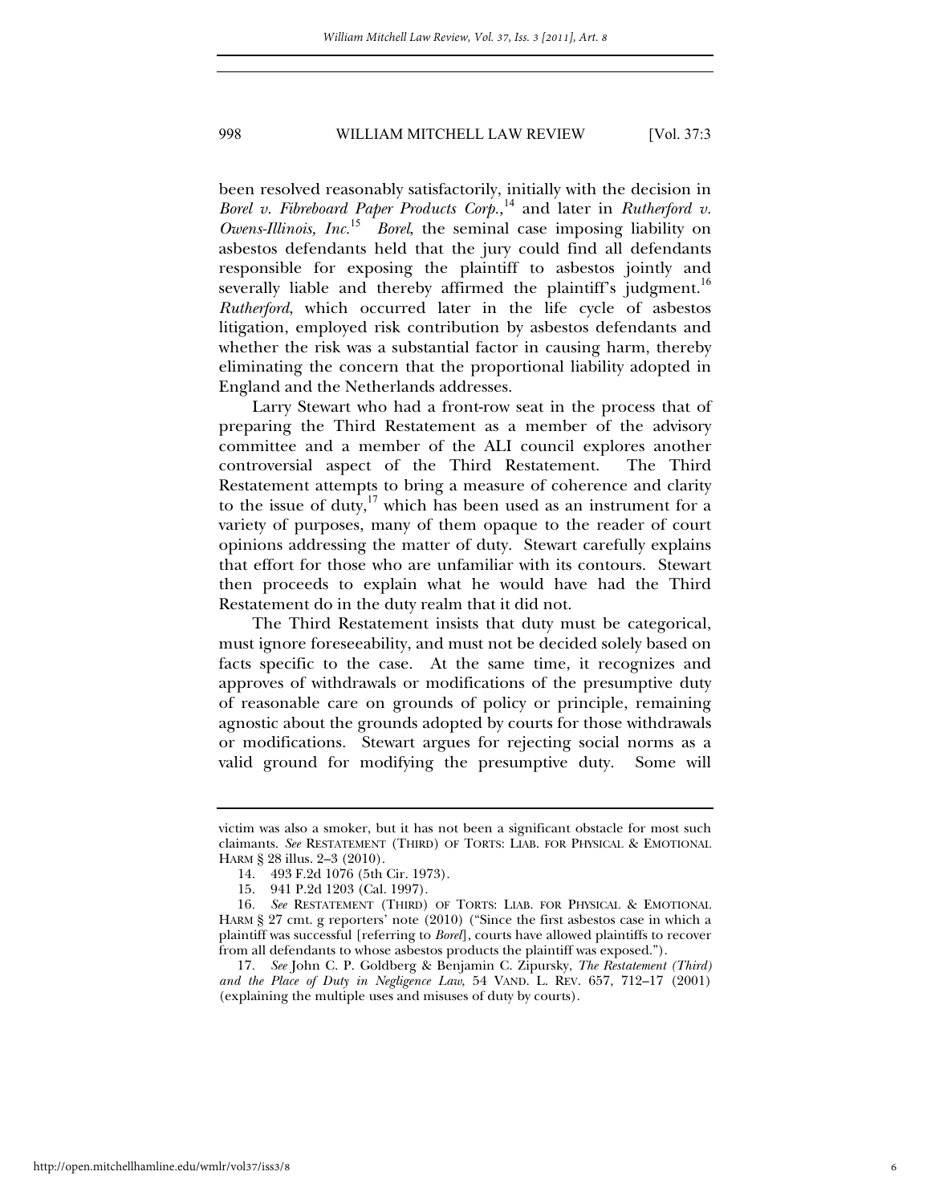been resolved reasonably satisfactorily, initially with the decision in *Borel v. Fibreboard Paper Products Corp.*,[14] and later in *Rutherford v. Owens-Illinois, Inc.*[15] *Borel*, the seminal case imposing liability on asbestos defendants held that the jury could find all defendants responsible for exposing the plaintiff to asbestos jointly and severally liable and thereby affirmed the plaintiff's judgment.[16] *Rutherford*, which occurred later in the life cycle of asbestos litigation, employed risk contribution by asbestos defendants and whether the risk was a substantial factor in causing harm, thereby eliminating the concern that the proportional liability adopted in England and the Netherlands addresses.

Larry Stewart who had a front-row seat in the process that of preparing the Third Restatement as a member of the advisory committee and a member of the ALI council explores another controversial aspect of the Third Restatement. The Third Restatement attempts to bring a measure of coherence and clarity to the issue of duty,[17] which has been used as an instrument for a variety of purposes, many of them opaque to the reader of court opinions addressing the matter of duty. Stewart carefully explains that effort for those who are unfamiliar with its contours. Stewart then proceeds to explain what he would have had the Third Restatement do in the duty realm that it did not.

The Third Restatement insists that duty must be categorical, must ignore foreseeability, and must not be decided solely based on facts specific to the case. At the same time, it recognizes and approves of withdrawals or modifications of the presumptive duty of reasonable care on grounds of policy or principle, remaining agnostic about the grounds adopted by courts for those withdrawals or modifications. Stewart argues for rejecting social norms as a valid ground for modifying the presumptive duty. Some will

---

victim was also a smoker, but it has not been a significant obstacle for most such claimants. *See* RESTATEMENT (THIRD) OF TORTS: LIAB. FOR PHYSICAL & EMOTIONAL HARM § 28 illus. 2–3 (2010).

14. 493 F.2d 1076 (5th Cir. 1973).

15. 941 P.2d 1203 (Cal. 1997).

16. *See* RESTATEMENT (THIRD) OF TORTS: LIAB. FOR PHYSICAL & EMOTIONAL HARM § 27 cmt. g reporters' note (2010) ("Since the first asbestos case in which a plaintiff was successful [referring to *Borel*], courts have allowed plaintiffs to recover from all defendants to whose asbestos products the plaintiff was exposed.").

17. *See* John C. P. Goldberg & Benjamin C. Zipursky, *The Restatement (Third) and the Place of Duty in Negligence Law*, 54 VAND. L. REV. 657, 712–17 (2001) (explaining the multiple uses and misuses of duty by courts).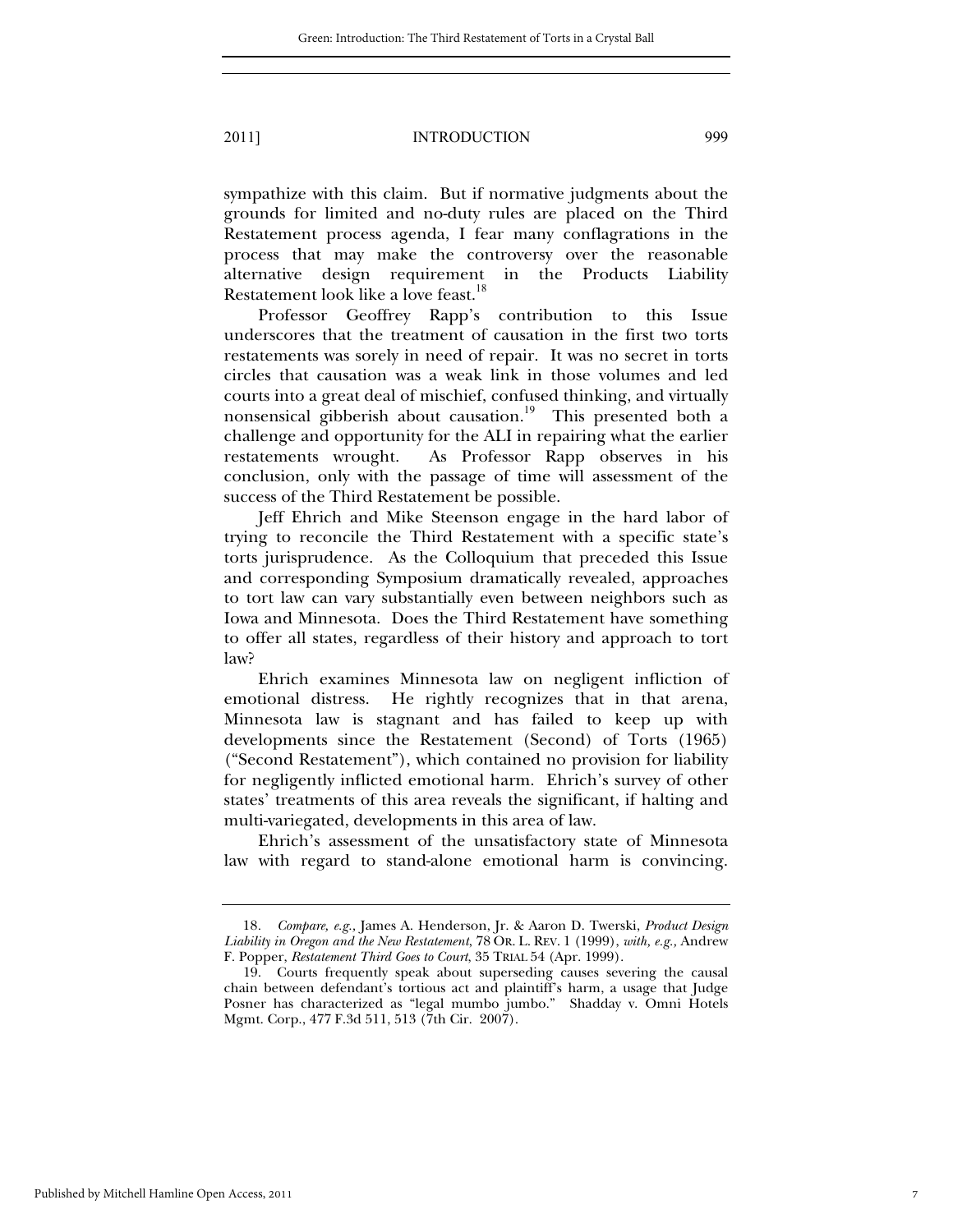sympathize with this claim. But if normative judgments about the grounds for limited and no-duty rules are placed on the Third Restatement process agenda, I fear many conflagrations in the process that may make the controversy over the reasonable alternative design requirement in the Products Liability Restatement look like a love feast.[18]

Professor Geoffrey Rapp's contribution to this Issue underscores that the treatment of causation in the first two torts restatements was sorely in need of repair. It was no secret in torts circles that causation was a weak link in those volumes and led courts into a great deal of mischief, confused thinking, and virtually nonsensical gibberish about causation.[19] This presented both a challenge and opportunity for the ALI in repairing what the earlier restatements wrought. As Professor Rapp observes in his conclusion, only with the passage of time will assessment of the success of the Third Restatement be possible.

Jeff Ehrich and Mike Steenson engage in the hard labor of trying to reconcile the Third Restatement with a specific state's torts jurisprudence. As the Colloquium that preceded this Issue and corresponding Symposium dramatically revealed, approaches to tort law can vary substantially even between neighbors such as Iowa and Minnesota. Does the Third Restatement have something to offer all states, regardless of their history and approach to tort law?

Ehrich examines Minnesota law on negligent infliction of emotional distress. He rightly recognizes that in that arena, Minnesota law is stagnant and has failed to keep up with developments since the Restatement (Second) of Torts (1965) ("Second Restatement"), which contained no provision for liability for negligently inflicted emotional harm. Ehrich's survey of other states' treatments of this area reveals the significant, if halting and multi-variegated, developments in this area of law.

Ehrich's assessment of the unsatisfactory state of Minnesota law with regard to stand-alone emotional harm is convincing.

---

18. *Compare, e.g.*, James A. Henderson, Jr. & Aaron D. Twerski, *Product Design Liability in Oregon and the New Restatement*, 78 OR. L. REV. 1 (1999), *with, e.g.*, Andrew F. Popper, *Restatement Third Goes to Court*, 35 TRIAL 54 (Apr. 1999).

19. Courts frequently speak about superseding causes severing the causal chain between defendant's tortious act and plaintiff's harm, a usage that Judge Posner has characterized as "legal mumbo jumbo." Shadday v. Omni Hotels Mgmt. Corp., 477 F.3d 511, 513 (7th Cir. 2007).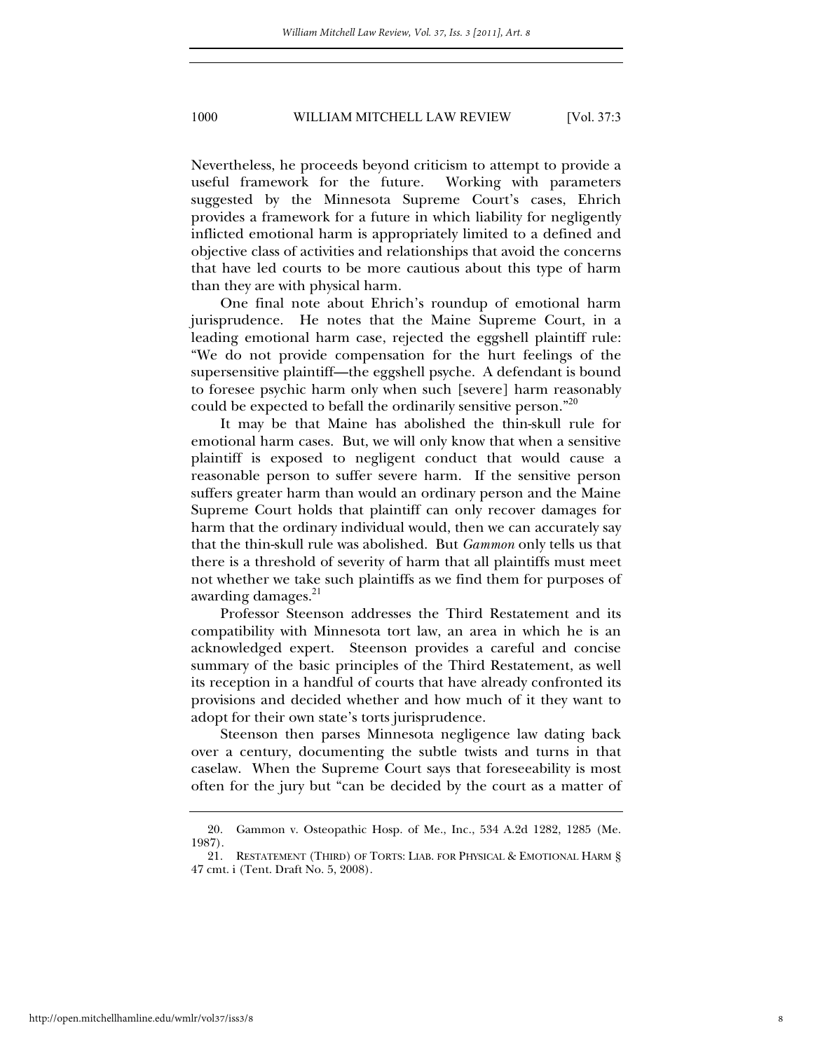Nevertheless, he proceeds beyond criticism to attempt to provide a useful framework for the future. Working with parameters suggested by the Minnesota Supreme Court's cases, Ehrich provides a framework for a future in which liability for negligently inflicted emotional harm is appropriately limited to a defined and objective class of activities and relationships that avoid the concerns that have led courts to be more cautious about this type of harm than they are with physical harm.

One final note about Ehrich's roundup of emotional harm jurisprudence. He notes that the Maine Supreme Court, in a leading emotional harm case, rejected the eggshell plaintiff rule: "We do not provide compensation for the hurt feelings of the supersensitive plaintiff—the eggshell psyche. A defendant is bound to foresee psychic harm only when such [severe] harm reasonably could be expected to befall the ordinarily sensitive person."[20]

It may be that Maine has abolished the thin-skull rule for emotional harm cases. But, we will only know that when a sensitive plaintiff is exposed to negligent conduct that would cause a reasonable person to suffer severe harm. If the sensitive person suffers greater harm than would an ordinary person and the Maine Supreme Court holds that plaintiff can only recover damages for harm that the ordinary individual would, then we can accurately say that the thin-skull rule was abolished. But *Gammon* only tells us that there is a threshold of severity of harm that all plaintiffs must meet not whether we take such plaintiffs as we find them for purposes of awarding damages.[21]

Professor Steenson addresses the Third Restatement and its compatibility with Minnesota tort law, an area in which he is an acknowledged expert. Steenson provides a careful and concise summary of the basic principles of the Third Restatement, as well its reception in a handful of courts that have already confronted its provisions and decided whether and how much of it they want to adopt for their own state's torts jurisprudence.

Steenson then parses Minnesota negligence law dating back over a century, documenting the subtle twists and turns in that caselaw. When the Supreme Court says that foreseeability is most often for the jury but "can be decided by the court as a matter of

---

20. Gammon v. Osteopathic Hosp. of Me., Inc., 534 A.2d 1282, 1285 (Me. 1987).

21. RESTATEMENT (THIRD) OF TORTS: LIAB. FOR PHYSICAL & EMOTIONAL HARM § 47 cmt. i (Tent. Draft No. 5, 2008).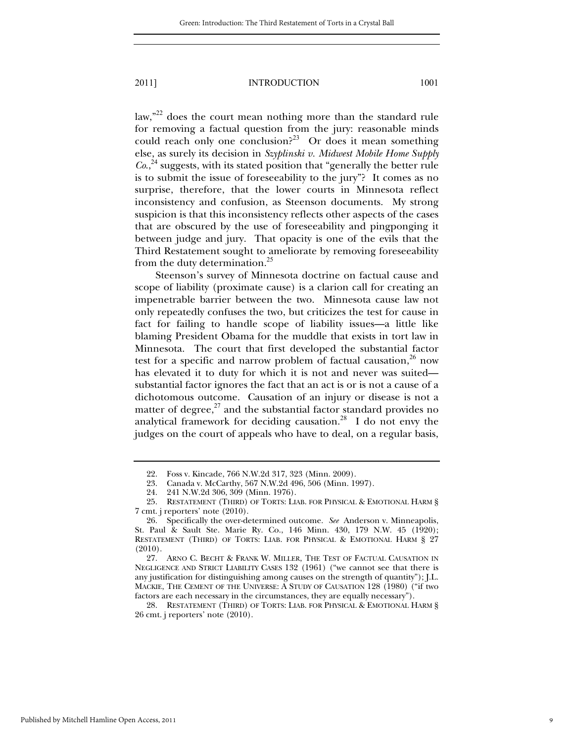law,"[22] does the court mean nothing more than the standard rule for removing a factual question from the jury: reasonable minds could reach only one conclusion?[23] Or does it mean something else, as surely its decision in *Szyplinski v. Midwest Mobile Home Supply Co.*,[24] suggests, with its stated position that "generally the better rule is to submit the issue of foreseeability to the jury"? It comes as no surprise, therefore, that the lower courts in Minnesota reflect inconsistency and confusion, as Steenson documents. My strong suspicion is that this inconsistency reflects other aspects of the cases that are obscured by the use of foreseeability and pingponging it between judge and jury. That opacity is one of the evils that the Third Restatement sought to ameliorate by removing foreseeability from the duty determination.[25]

Steenson's survey of Minnesota doctrine on factual cause and scope of liability (proximate cause) is a clarion call for creating an impenetrable barrier between the two. Minnesota cause law not only repeatedly confuses the two, but criticizes the test for cause in fact for failing to handle scope of liability issues—a little like blaming President Obama for the muddle that exists in tort law in Minnesota. The court that first developed the substantial factor test for a specific and narrow problem of factual causation,[26] now has elevated it to duty for which it is not and never was suited—substantial factor ignores the fact that an act is or is not a cause of a dichotomous outcome. Causation of an injury or disease is not a matter of degree,[27] and the substantial factor standard provides no analytical framework for deciding causation.[28] I do not envy the judges on the court of appeals who have to deal, on a regular basis,

---

22. Foss v. Kincade, 766 N.W.2d 317, 323 (Minn. 2009).

23. Canada v. McCarthy, 567 N.W.2d 496, 506 (Minn. 1997).

24. 241 N.W.2d 306, 309 (Minn. 1976).

25. RESTATEMENT (THIRD) OF TORTS: LIAB. FOR PHYSICAL & EMOTIONAL HARM § 7 cmt. j reporters' note (2010).

26. Specifically the over-determined outcome. *See* Anderson v. Minneapolis, St. Paul & Sault Ste. Marie Ry. Co., 146 Minn. 430, 179 N.W. 45 (1920); RESTATEMENT (THIRD) OF TORTS: LIAB. FOR PHYSICAL & EMOTIONAL HARM § 27 (2010).

27. ARNO C. BECHT & FRANK W. MILLER, THE TEST OF FACTUAL CAUSATION IN NEGLIGENCE AND STRICT LIABILITY CASES 132 (1961) ("we cannot see that there is any justification for distinguishing among causes on the strength of quantity"); J.L. MACKIE, THE CEMENT OF THE UNIVERSE: A STUDY OF CAUSATION 128 (1980) ("if two factors are each necessary in the circumstances, they are equally necessary").

28. RESTATEMENT (THIRD) OF TORTS: LIAB. FOR PHYSICAL & EMOTIONAL HARM § 26 cmt. j reporters' note (2010).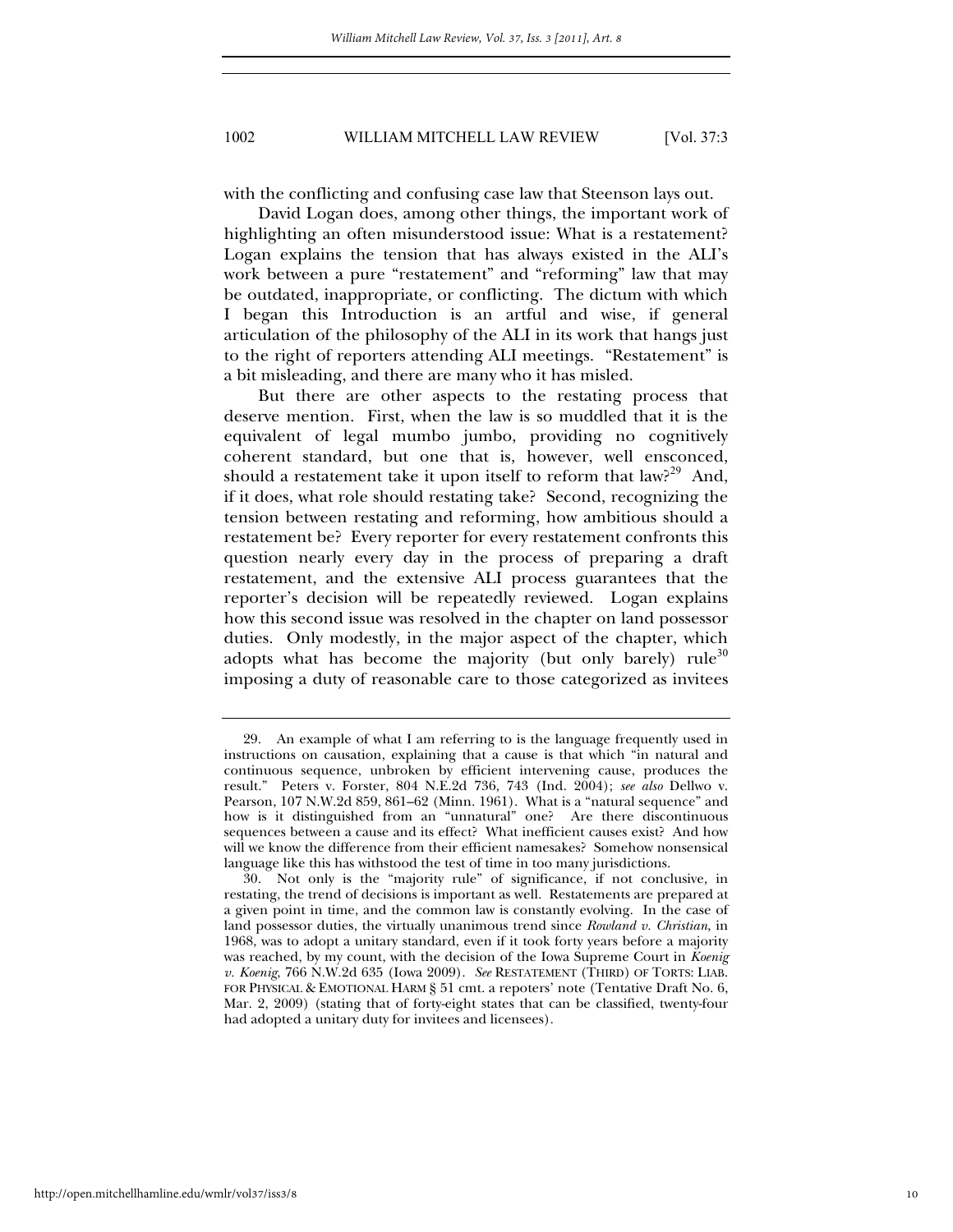with the conflicting and confusing case law that Steenson lays out.

David Logan does, among other things, the important work of highlighting an often misunderstood issue: What is a restatement? Logan explains the tension that has always existed in the ALI's work between a pure "restatement" and "reforming" law that may be outdated, inappropriate, or conflicting. The dictum with which I began this Introduction is an artful and wise, if general articulation of the philosophy of the ALI in its work that hangs just to the right of reporters attending ALI meetings. "Restatement" is a bit misleading, and there are many who it has misled.

But there are other aspects to the restating process that deserve mention. First, when the law is so muddled that it is the equivalent of legal mumbo jumbo, providing no cognitively coherent standard, but one that is, however, well ensconced, should a restatement take it upon itself to reform that law?[29] And, if it does, what role should restating take? Second, recognizing the tension between restating and reforming, how ambitious should a restatement be? Every reporter for every restatement confronts this question nearly every day in the process of preparing a draft restatement, and the extensive ALI process guarantees that the reporter's decision will be repeatedly reviewed. Logan explains how this second issue was resolved in the chapter on land possessor duties. Only modestly, in the major aspect of the chapter, which adopts what has become the majority (but only barely) rule[30] imposing a duty of reasonable care to those categorized as invitees

---

29. An example of what I am referring to is the language frequently used in instructions on causation, explaining that a cause is that which "in natural and continuous sequence, unbroken by efficient intervening cause, produces the result." Peters v. Forster, 804 N.E.2d 736, 743 (Ind. 2004); *see also* Dellwo v. Pearson, 107 N.W.2d 859, 861–62 (Minn. 1961). What is a "natural sequence" and how is it distinguished from an "unnatural" one? Are there discontinuous sequences between a cause and its effect? What inefficient causes exist? And how will we know the difference from their efficient namesakes? Somehow nonsensical language like this has withstood the test of time in too many jurisdictions.

30. Not only is the "majority rule" of significance, if not conclusive, in restating, the trend of decisions is important as well. Restatements are prepared at a given point in time, and the common law is constantly evolving. In the case of land possessor duties, the virtually unanimous trend since *Rowland v. Christian*, in 1968, was to adopt a unitary standard, even if it took forty years before a majority was reached, by my count, with the decision of the Iowa Supreme Court in *Koenig v. Koenig*, 766 N.W.2d 635 (Iowa 2009). *See* RESTATEMENT (THIRD) OF TORTS: LIAB. FOR PHYSICAL & EMOTIONAL HARM § 51 cmt. a repoters' note (Tentative Draft No. 6, Mar. 2, 2009) (stating that of forty-eight states that can be classified, twenty-four had adopted a unitary duty for invitees and licensees).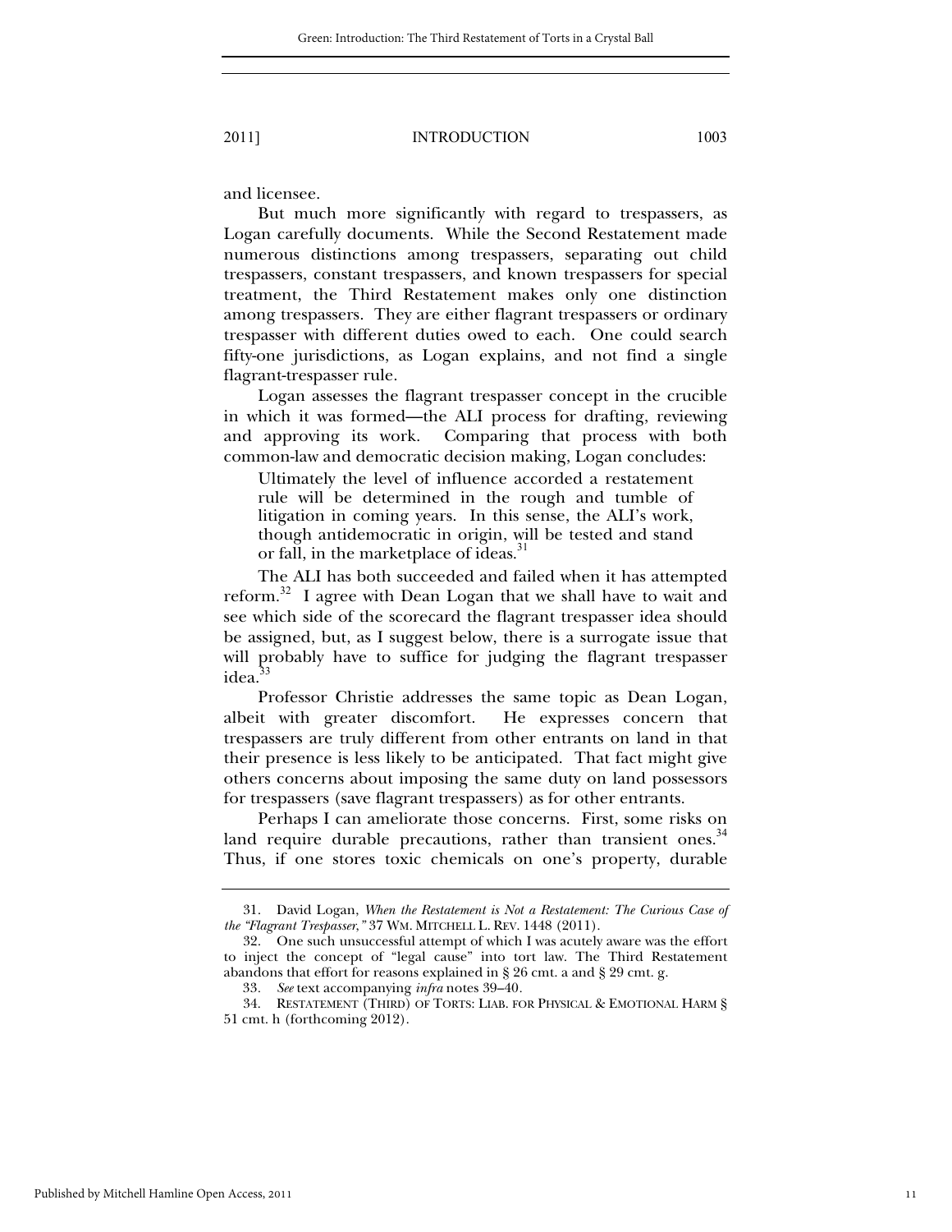and licensee.

But much more significantly with regard to trespassers, as Logan carefully documents. While the Second Restatement made numerous distinctions among trespassers, separating out child trespassers, constant trespassers, and known trespassers for special treatment, the Third Restatement makes only one distinction among trespassers. They are either flagrant trespassers or ordinary trespasser with different duties owed to each. One could search fifty-one jurisdictions, as Logan explains, and not find a single flagrant-trespasser rule.

Logan assesses the flagrant trespasser concept in the crucible in which it was formed—the ALI process for drafting, reviewing and approving its work. Comparing that process with both common-law and democratic decision making, Logan concludes:

> Ultimately the level of influence accorded a restatement rule will be determined in the rough and tumble of litigation in coming years. In this sense, the ALI's work, though antidemocratic in origin, will be tested and stand or fall, in the marketplace of ideas.[31]

The ALI has both succeeded and failed when it has attempted reform.[32] I agree with Dean Logan that we shall have to wait and see which side of the scorecard the flagrant trespasser idea should be assigned, but, as I suggest below, there is a surrogate issue that will probably have to suffice for judging the flagrant trespasser idea.[33]

Professor Christie addresses the same topic as Dean Logan, albeit with greater discomfort. He expresses concern that trespassers are truly different from other entrants on land in that their presence is less likely to be anticipated. That fact might give others concerns about imposing the same duty on land possessors for trespassers (save flagrant trespassers) as for other entrants.

Perhaps I can ameliorate those concerns. First, some risks on land require durable precautions, rather than transient ones.[34] Thus, if one stores toxic chemicals on one's property, durable

---

31. David Logan, *When the Restatement is Not a Restatement: The Curious Case of the "Flagrant Trespasser,"* 37 WM. MITCHELL L. REV. 1448 (2011).

32. One such unsuccessful attempt of which I was acutely aware was the effort to inject the concept of "legal cause" into tort law. The Third Restatement abandons that effort for reasons explained in § 26 cmt. a and § 29 cmt. g.

33. *See* text accompanying *infra* notes 39–40.

34. RESTATEMENT (THIRD) OF TORTS: LIAB. FOR PHYSICAL & EMOTIONAL HARM § 51 cmt. h (forthcoming 2012).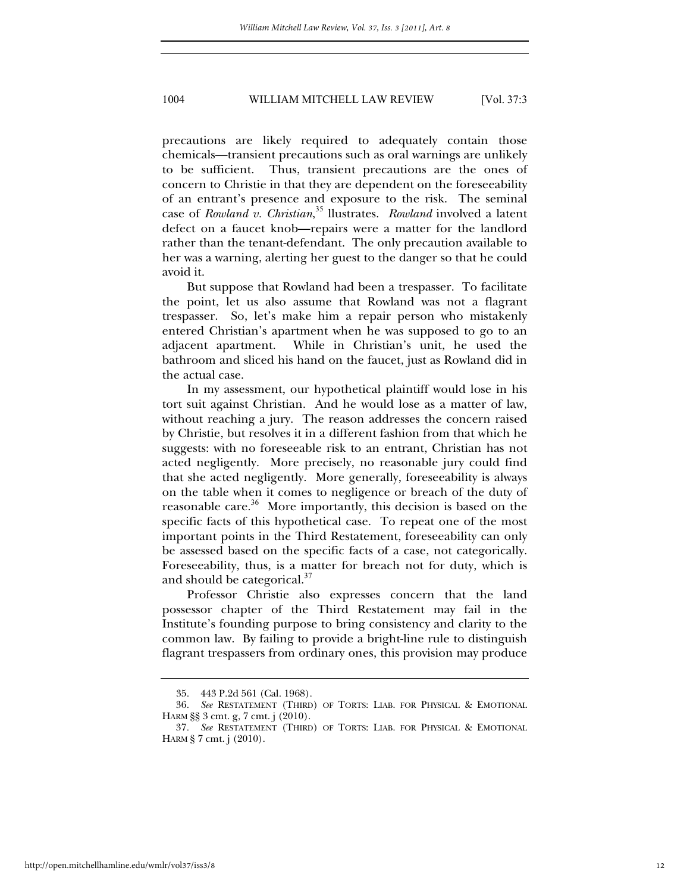precautions are likely required to adequately contain those chemicals—transient precautions such as oral warnings are unlikely to be sufficient. Thus, transient precautions are the ones of concern to Christie in that they are dependent on the foreseeability of an entrant's presence and exposure to the risk. The seminal case of *Rowland v. Christian*,[35] llustrates. *Rowland* involved a latent defect on a faucet knob—repairs were a matter for the landlord rather than the tenant-defendant. The only precaution available to her was a warning, alerting her guest to the danger so that he could avoid it.

But suppose that Rowland had been a trespasser. To facilitate the point, let us also assume that Rowland was not a flagrant trespasser. So, let's make him a repair person who mistakenly entered Christian's apartment when he was supposed to go to an adjacent apartment. While in Christian's unit, he used the bathroom and sliced his hand on the faucet, just as Rowland did in the actual case.

In my assessment, our hypothetical plaintiff would lose in his tort suit against Christian. And he would lose as a matter of law, without reaching a jury. The reason addresses the concern raised by Christie, but resolves it in a different fashion from that which he suggests: with no foreseeable risk to an entrant, Christian has not acted negligently. More precisely, no reasonable jury could find that she acted negligently. More generally, foreseeability is always on the table when it comes to negligence or breach of the duty of reasonable care.[36] More importantly, this decision is based on the specific facts of this hypothetical case. To repeat one of the most important points in the Third Restatement, foreseeability can only be assessed based on the specific facts of a case, not categorically. Foreseeability, thus, is a matter for breach not for duty, which is and should be categorical.[37]

Professor Christie also expresses concern that the land possessor chapter of the Third Restatement may fail in the Institute's founding purpose to bring consistency and clarity to the common law. By failing to provide a bright-line rule to distinguish flagrant trespassers from ordinary ones, this provision may produce

---

35. 443 P.2d 561 (Cal. 1968).

36. *See* RESTATEMENT (THIRD) OF TORTS: LIAB. FOR PHYSICAL & EMOTIONAL HARM §§ 3 cmt. g, 7 cmt. j (2010).

37. *See* RESTATEMENT (THIRD) OF TORTS: LIAB. FOR PHYSICAL & EMOTIONAL HARM § 7 cmt. j (2010).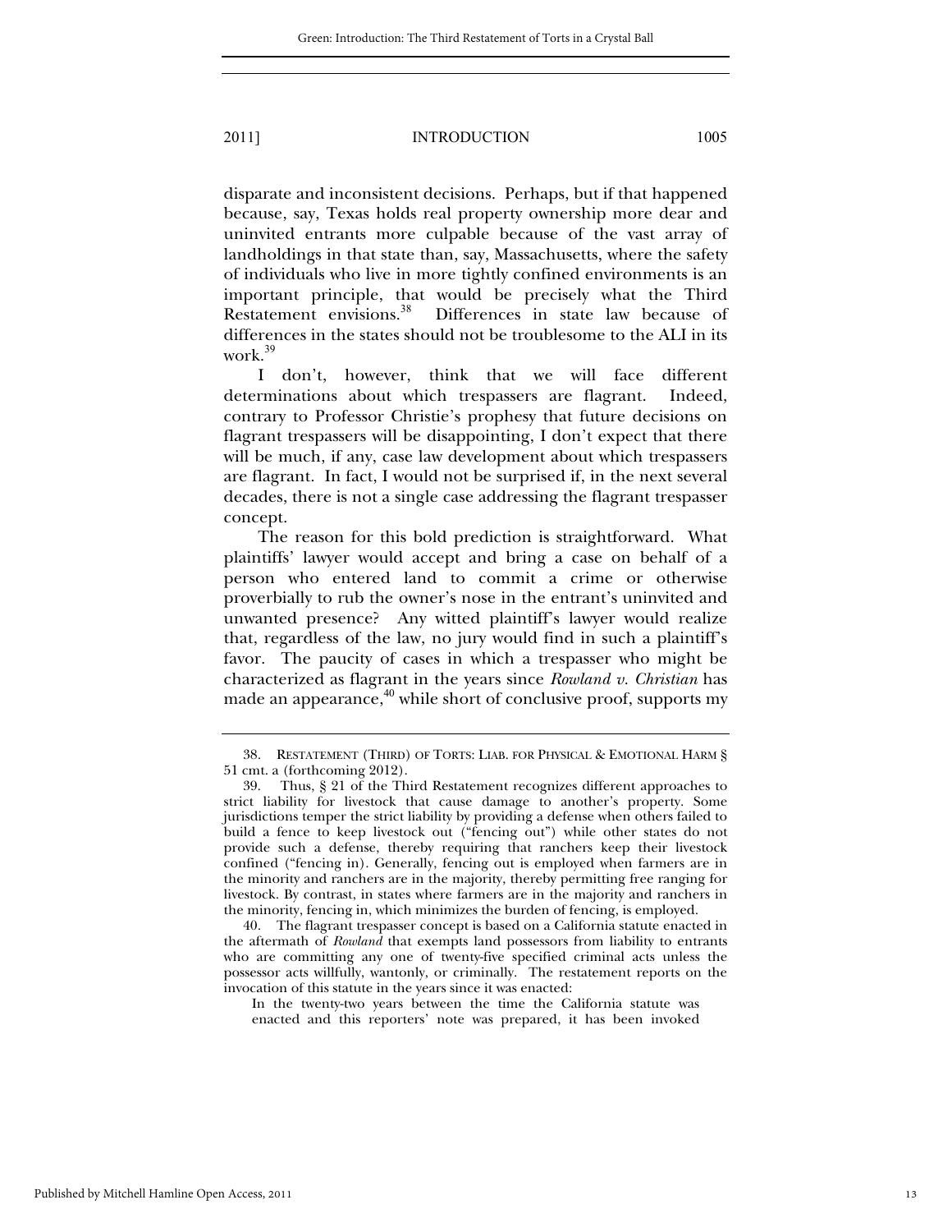disparate and inconsistent decisions. Perhaps, but if that happened because, say, Texas holds real property ownership more dear and uninvited entrants more culpable because of the vast array of landholdings in that state than, say, Massachusetts, where the safety of individuals who live in more tightly confined environments is an important principle, that would be precisely what the Third Restatement envisions.[38] Differences in state law because of differences in the states should not be troublesome to the ALI in its work.[39]

I don't, however, think that we will face different determinations about which trespassers are flagrant. Indeed, contrary to Professor Christie's prophesy that future decisions on flagrant trespassers will be disappointing, I don't expect that there will be much, if any, case law development about which trespassers are flagrant. In fact, I would not be surprised if, in the next several decades, there is not a single case addressing the flagrant trespasser concept.

The reason for this bold prediction is straightforward. What plaintiffs' lawyer would accept and bring a case on behalf of a person who entered land to commit a crime or otherwise proverbially to rub the owner's nose in the entrant's uninvited and unwanted presence? Any witted plaintiff's lawyer would realize that, regardless of the law, no jury would find in such a plaintiff's favor. The paucity of cases in which a trespasser who might be characterized as flagrant in the years since *Rowland v. Christian* has made an appearance,[40] while short of conclusive proof, supports my

---

38. RESTATEMENT (THIRD) OF TORTS: LIAB. FOR PHYSICAL & EMOTIONAL HARM § 51 cmt. a (forthcoming 2012).

39. Thus, § 21 of the Third Restatement recognizes different approaches to strict liability for livestock that cause damage to another's property. Some jurisdictions temper the strict liability by providing a defense when others failed to build a fence to keep livestock out ("fencing out") while other states do not provide such a defense, thereby requiring that ranchers keep their livestock confined ("fencing in). Generally, fencing out is employed when farmers are in the minority and ranchers are in the majority, thereby permitting free ranging for livestock. By contrast, in states where farmers are in the majority and ranchers in the minority, fencing in, which minimizes the burden of fencing, is employed.

40. The flagrant trespasser concept is based on a California statute enacted in the aftermath of *Rowland* that exempts land possessors from liability to entrants who are committing any one of twenty-five specified criminal acts unless the possessor acts willfully, wantonly, or criminally. The restatement reports on the invocation of this statute in the years since it was enacted:

> In the twenty-two years between the time the California statute was enacted and this reporters' note was prepared, it has been invoked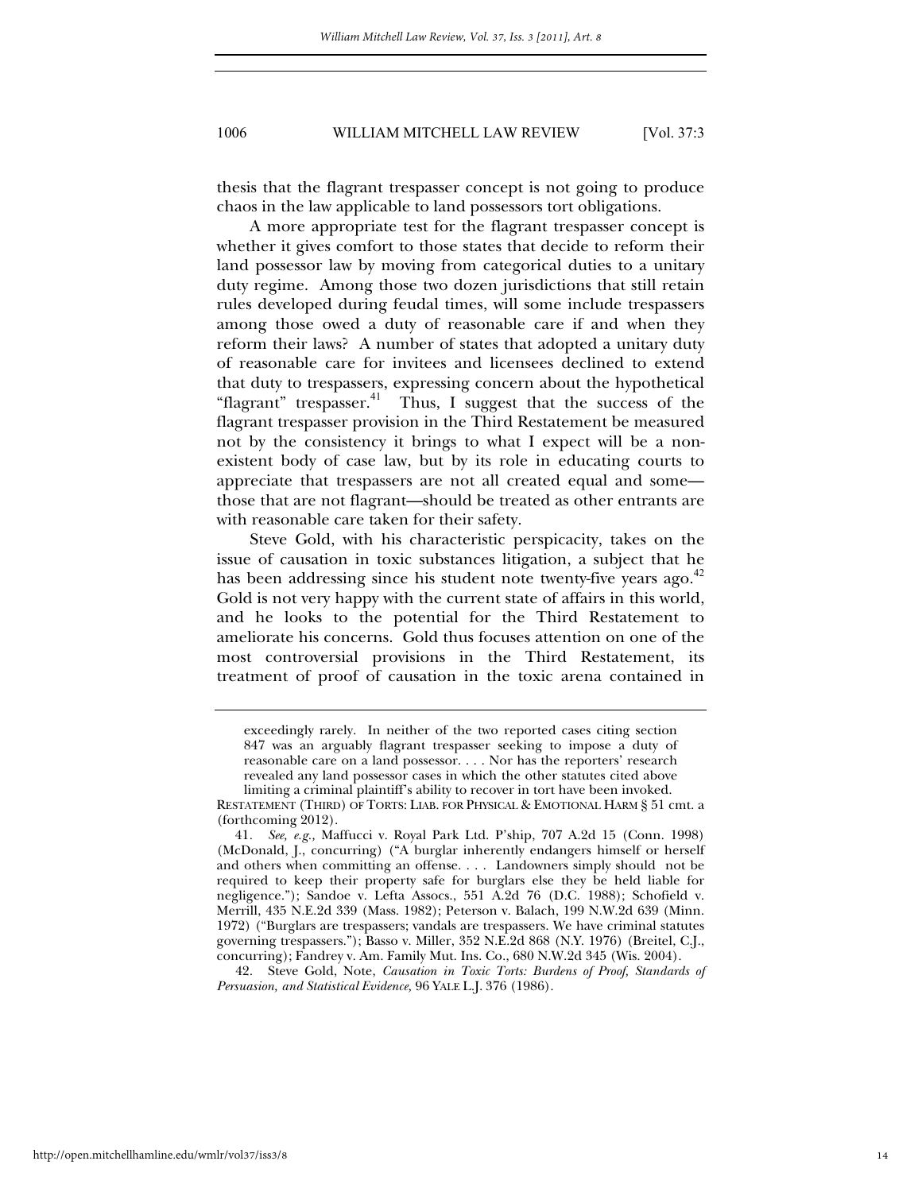thesis that the flagrant trespasser concept is not going to produce chaos in the law applicable to land possessors tort obligations.

A more appropriate test for the flagrant trespasser concept is whether it gives comfort to those states that decide to reform their land possessor law by moving from categorical duties to a unitary duty regime. Among those two dozen jurisdictions that still retain rules developed during feudal times, will some include trespassers among those owed a duty of reasonable care if and when they reform their laws? A number of states that adopted a unitary duty of reasonable care for invitees and licensees declined to extend that duty to trespassers, expressing concern about the hypothetical "flagrant" trespasser.[41] Thus, I suggest that the success of the flagrant trespasser provision in the Third Restatement be measured not by the consistency it brings to what I expect will be a non-existent body of case law, but by its role in educating courts to appreciate that trespassers are not all created equal and some—those that are not flagrant—should be treated as other entrants are with reasonable care taken for their safety.

Steve Gold, with his characteristic perspicacity, takes on the issue of causation in toxic substances litigation, a subject that he has been addressing since his student note twenty-five years ago.[42] Gold is not very happy with the current state of affairs in this world, and he looks to the potential for the Third Restatement to ameliorate his concerns. Gold thus focuses attention on one of the most controversial provisions in the Third Restatement, its treatment of proof of causation in the toxic arena contained in

---

> exceedingly rarely. In neither of the two reported cases citing section 847 was an arguably flagrant trespasser seeking to impose a duty of reasonable care on a land possessor. . . . Nor has the reporters' research revealed any land possessor cases in which the other statutes cited above limiting a criminal plaintiff's ability to recover in tort have been invoked.

RESTATEMENT (THIRD) OF TORTS: LIAB. FOR PHYSICAL & EMOTIONAL HARM § 51 cmt. a (forthcoming 2012).

41. *See, e.g.,* Maffucci v. Royal Park Ltd. P'ship, 707 A.2d 15 (Conn. 1998) (McDonald, J., concurring) ("A burglar inherently endangers himself or herself and others when committing an offense. . . . Landowners simply should not be required to keep their property safe for burglars else they be held liable for negligence."); Sandoe v. Lefta Assocs., 551 A.2d 76 (D.C. 1988); Schofield v. Merrill, 435 N.E.2d 339 (Mass. 1982); Peterson v. Balach, 199 N.W.2d 639 (Minn. 1972) ("Burglars are trespassers; vandals are trespassers. We have criminal statutes governing trespassers."); Basso v. Miller, 352 N.E.2d 868 (N.Y. 1976) (Breitel, C.J., concurring); Fandrey v. Am. Family Mut. Ins. Co., 680 N.W.2d 345 (Wis. 2004).

42. Steve Gold, Note, *Causation in Toxic Torts: Burdens of Proof, Standards of Persuasion, and Statistical Evidence*, 96 YALE L.J. 376 (1986).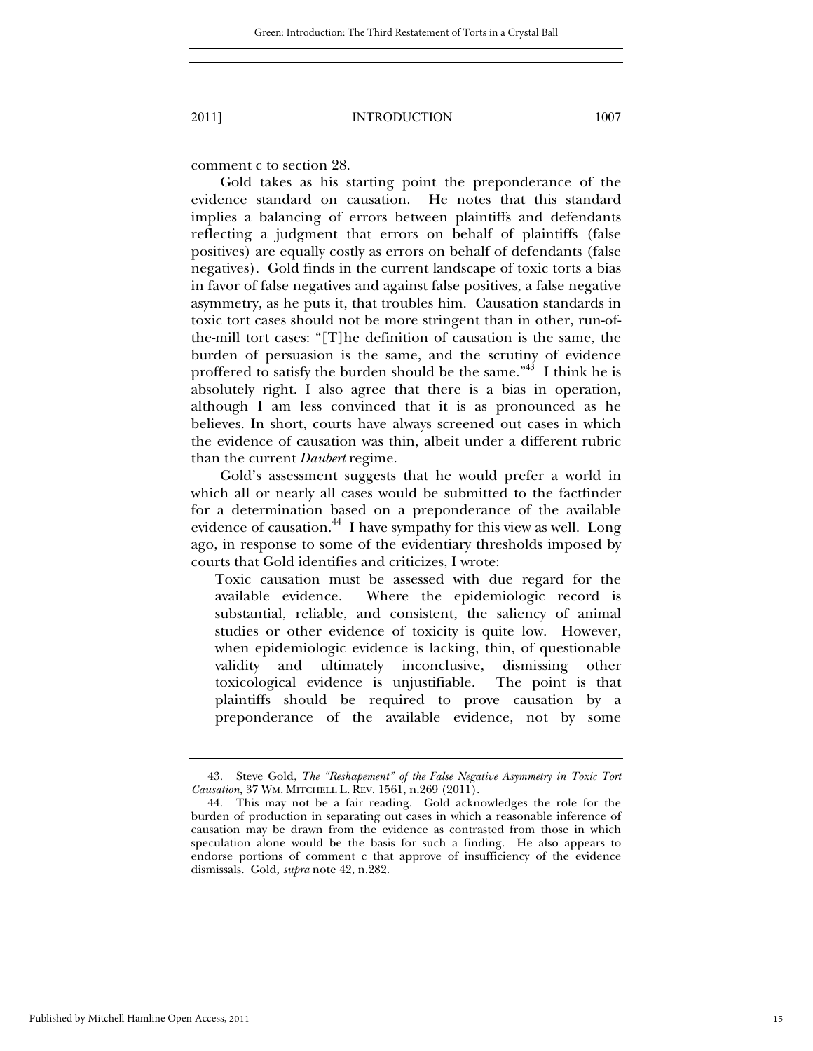comment c to section 28.

Gold takes as his starting point the preponderance of the evidence standard on causation. He notes that this standard implies a balancing of errors between plaintiffs and defendants reflecting a judgment that errors on behalf of plaintiffs (false positives) are equally costly as errors on behalf of defendants (false negatives). Gold finds in the current landscape of toxic torts a bias in favor of false negatives and against false positives, a false negative asymmetry, as he puts it, that troubles him. Causation standards in toxic tort cases should not be more stringent than in other, run-of-the-mill tort cases: "[T]he definition of causation is the same, the burden of persuasion is the same, and the scrutiny of evidence proffered to satisfy the burden should be the same."[43] I think he is absolutely right. I also agree that there is a bias in operation, although I am less convinced that it is as pronounced as he believes. In short, courts have always screened out cases in which the evidence of causation was thin, albeit under a different rubric than the current *Daubert* regime.

Gold's assessment suggests that he would prefer a world in which all or nearly all cases would be submitted to the factfinder for a determination based on a preponderance of the available evidence of causation.[44] I have sympathy for this view as well. Long ago, in response to some of the evidentiary thresholds imposed by courts that Gold identifies and criticizes, I wrote:

> Toxic causation must be assessed with due regard for the available evidence. Where the epidemiologic record is substantial, reliable, and consistent, the saliency of animal studies or other evidence of toxicity is quite low. However, when epidemiologic evidence is lacking, thin, of questionable validity and ultimately inconclusive, dismissing other toxicological evidence is unjustifiable. The point is that plaintiffs should be required to prove causation by a preponderance of the available evidence, not by some

---

43. Steve Gold, *The "Reshapement" of the False Negative Asymmetry in Toxic Tort Causation*, 37 WM. MITCHELL L. REV. 1561, n.269 (2011).

44. This may not be a fair reading. Gold acknowledges the role for the burden of production in separating out cases in which a reasonable inference of causation may be drawn from the evidence as contrasted from those in which speculation alone would be the basis for such a finding. He also appears to endorse portions of comment c that approve of insufficiency of the evidence dismissals. Gold, *supra* note 42, n.282.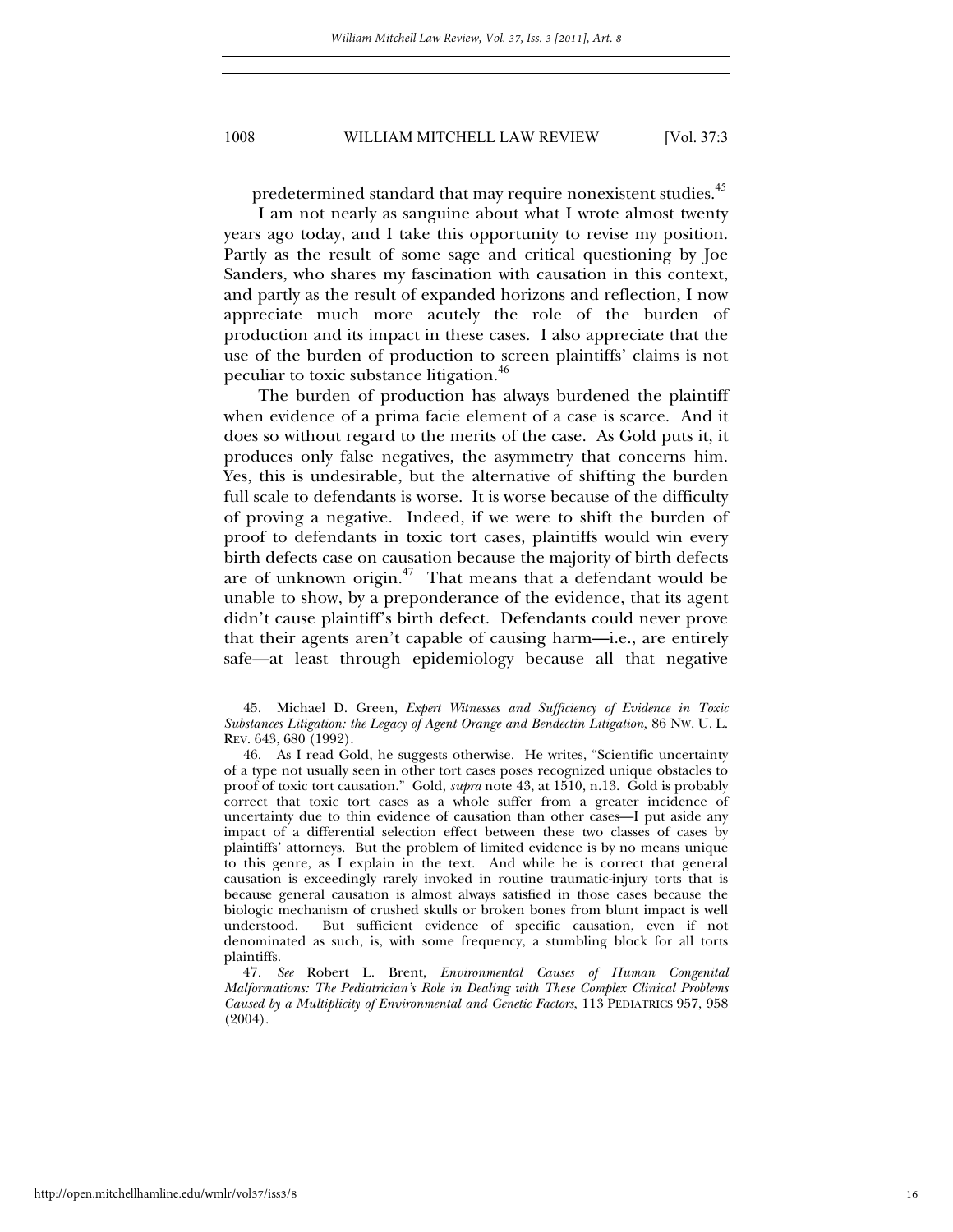predetermined standard that may require nonexistent studies.[45]

I am not nearly as sanguine about what I wrote almost twenty years ago today, and I take this opportunity to revise my position. Partly as the result of some sage and critical questioning by Joe Sanders, who shares my fascination with causation in this context, and partly as the result of expanded horizons and reflection, I now appreciate much more acutely the role of the burden of production and its impact in these cases. I also appreciate that the use of the burden of production to screen plaintiffs' claims is not peculiar to toxic substance litigation.[46]

The burden of production has always burdened the plaintiff when evidence of a prima facie element of a case is scarce. And it does so without regard to the merits of the case. As Gold puts it, it produces only false negatives, the asymmetry that concerns him. Yes, this is undesirable, but the alternative of shifting the burden full scale to defendants is worse. It is worse because of the difficulty of proving a negative. Indeed, if we were to shift the burden of proof to defendants in toxic tort cases, plaintiffs would win every birth defects case on causation because the majority of birth defects are of unknown origin.[47] That means that a defendant would be unable to show, by a preponderance of the evidence, that its agent didn't cause plaintiff's birth defect. Defendants could never prove that their agents aren't capable of causing harm—i.e., are entirely safe—at least through epidemiology because all that negative

---

45. Michael D. Green, *Expert Witnesses and Sufficiency of Evidence in Toxic Substances Litigation: the Legacy of Agent Orange and Bendectin Litigation,* 86 NW. U. L. REV. 643, 680 (1992).

46. As I read Gold, he suggests otherwise. He writes, "Scientific uncertainty of a type not usually seen in other tort cases poses recognized unique obstacles to proof of toxic tort causation." Gold, *supra* note 43, at 1510, n.13. Gold is probably correct that toxic tort cases as a whole suffer from a greater incidence of uncertainty due to thin evidence of causation than other cases—I put aside any impact of a differential selection effect between these two classes of cases by plaintiffs' attorneys. But the problem of limited evidence is by no means unique to this genre, as I explain in the text. And while he is correct that general causation is exceedingly rarely invoked in routine traumatic-injury torts that is because general causation is almost always satisfied in those cases because the biologic mechanism of crushed skulls or broken bones from blunt impact is well understood. But sufficient evidence of specific causation, even if not denominated as such, is, with some frequency, a stumbling block for all torts plaintiffs.

47. *See* Robert L. Brent, *Environmental Causes of Human Congenital Malformations: The Pediatrician's Role in Dealing with These Complex Clinical Problems Caused by a Multiplicity of Environmental and Genetic Factors,* 113 PEDIATRICS 957, 958 (2004).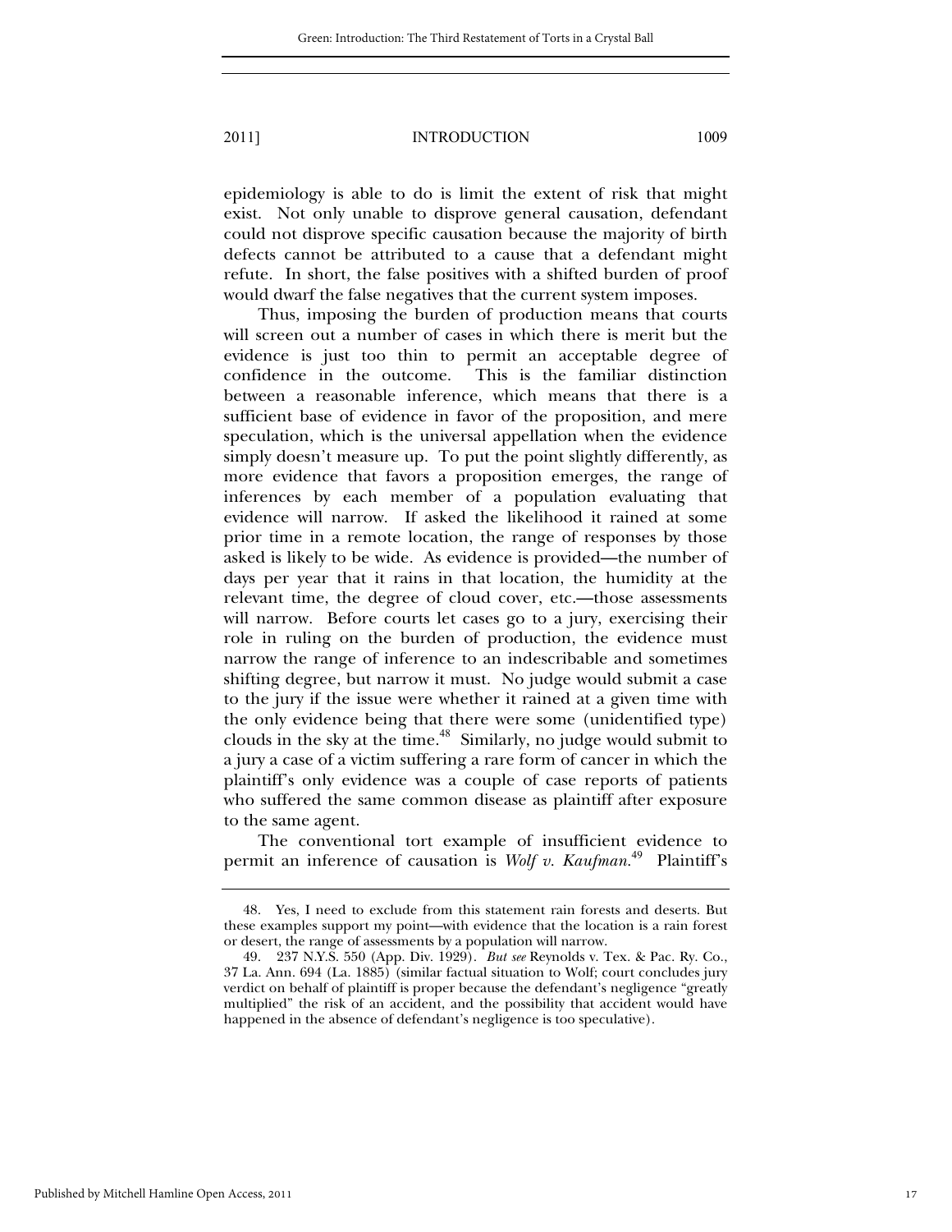epidemiology is able to do is limit the extent of risk that might exist. Not only unable to disprove general causation, defendant could not disprove specific causation because the majority of birth defects cannot be attributed to a cause that a defendant might refute. In short, the false positives with a shifted burden of proof would dwarf the false negatives that the current system imposes.

Thus, imposing the burden of production means that courts will screen out a number of cases in which there is merit but the evidence is just too thin to permit an acceptable degree of confidence in the outcome. This is the familiar distinction between a reasonable inference, which means that there is a sufficient base of evidence in favor of the proposition, and mere speculation, which is the universal appellation when the evidence simply doesn't measure up. To put the point slightly differently, as more evidence that favors a proposition emerges, the range of inferences by each member of a population evaluating that evidence will narrow. If asked the likelihood it rained at some prior time in a remote location, the range of responses by those asked is likely to be wide. As evidence is provided—the number of days per year that it rains in that location, the humidity at the relevant time, the degree of cloud cover, etc.—those assessments will narrow. Before courts let cases go to a jury, exercising their role in ruling on the burden of production, the evidence must narrow the range of inference to an indescribable and sometimes shifting degree, but narrow it must. No judge would submit a case to the jury if the issue were whether it rained at a given time with the only evidence being that there were some (unidentified type) clouds in the sky at the time.[48] Similarly, no judge would submit to a jury a case of a victim suffering a rare form of cancer in which the plaintiff's only evidence was a couple of case reports of patients who suffered the same common disease as plaintiff after exposure to the same agent.

The conventional tort example of insufficient evidence to permit an inference of causation is *Wolf v. Kaufman*.[49] Plaintiff's

---

48. Yes, I need to exclude from this statement rain forests and deserts. But these examples support my point—with evidence that the location is a rain forest or desert, the range of assessments by a population will narrow.

49. 237 N.Y.S. 550 (App. Div. 1929). *But see* Reynolds v. Tex. & Pac. Ry. Co., 37 La. Ann. 694 (La. 1885) (similar factual situation to Wolf; court concludes jury verdict on behalf of plaintiff is proper because the defendant's negligence "greatly multiplied" the risk of an accident, and the possibility that accident would have happened in the absence of defendant's negligence is too speculative).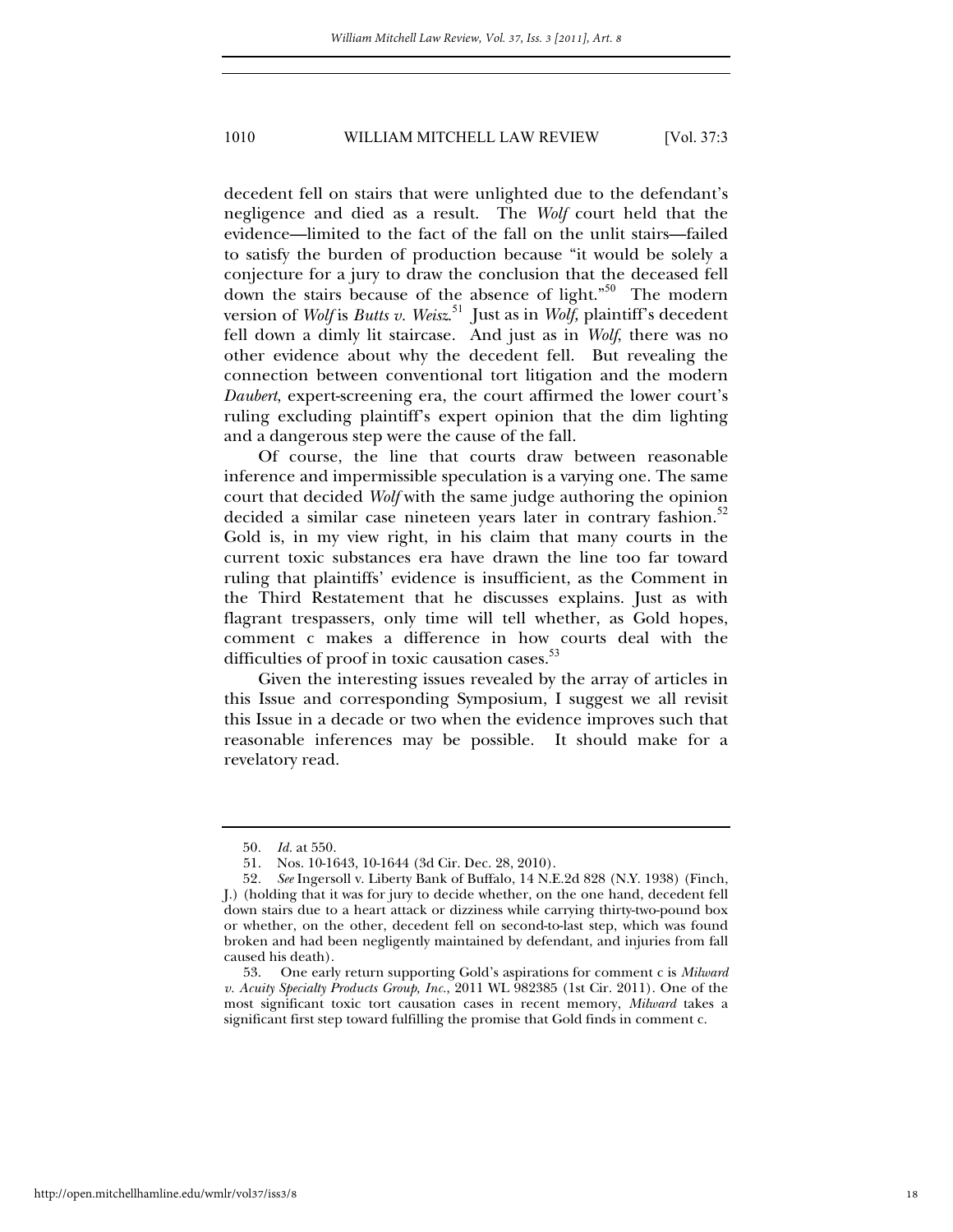decedent fell on stairs that were unlighted due to the defendant's negligence and died as a result. The *Wolf* court held that the evidence—limited to the fact of the fall on the unlit stairs—failed to satisfy the burden of production because "it would be solely a conjecture for a jury to draw the conclusion that the deceased fell down the stairs because of the absence of light."[50] The modern version of *Wolf* is *Butts v. Weisz*.[51] Just as in *Wolf*, plaintiff's decedent fell down a dimly lit staircase. And just as in *Wolf*, there was no other evidence about why the decedent fell. But revealing the connection between conventional tort litigation and the modern *Daubert*, expert-screening era, the court affirmed the lower court's ruling excluding plaintiff's expert opinion that the dim lighting and a dangerous step were the cause of the fall.

Of course, the line that courts draw between reasonable inference and impermissible speculation is a varying one. The same court that decided *Wolf* with the same judge authoring the opinion decided a similar case nineteen years later in contrary fashion.[52] Gold is, in my view right, in his claim that many courts in the current toxic substances era have drawn the line too far toward ruling that plaintiffs' evidence is insufficient, as the Comment in the Third Restatement that he discusses explains. Just as with flagrant trespassers, only time will tell whether, as Gold hopes, comment c makes a difference in how courts deal with the difficulties of proof in toxic causation cases.[53]

Given the interesting issues revealed by the array of articles in this Issue and corresponding Symposium, I suggest we all revisit this Issue in a decade or two when the evidence improves such that reasonable inferences may be possible. It should make for a revelatory read.

---

50. *Id.* at 550.

51. Nos. 10-1643, 10-1644 (3d Cir. Dec. 28, 2010).

52. *See* Ingersoll v. Liberty Bank of Buffalo, 14 N.E.2d 828 (N.Y. 1938) (Finch, J.) (holding that it was for jury to decide whether, on the one hand, decedent fell down stairs due to a heart attack or dizziness while carrying thirty-two-pound box or whether, on the other, decedent fell on second-to-last step, which was found broken and had been negligently maintained by defendant, and injuries from fall caused his death).

53. One early return supporting Gold's aspirations for comment c is *Milward v. Acuity Specialty Products Group, Inc.*, 2011 WL 982385 (1st Cir. 2011). One of the most significant toxic tort causation cases in recent memory, *Milward* takes a significant first step toward fulfilling the promise that Gold finds in comment c.